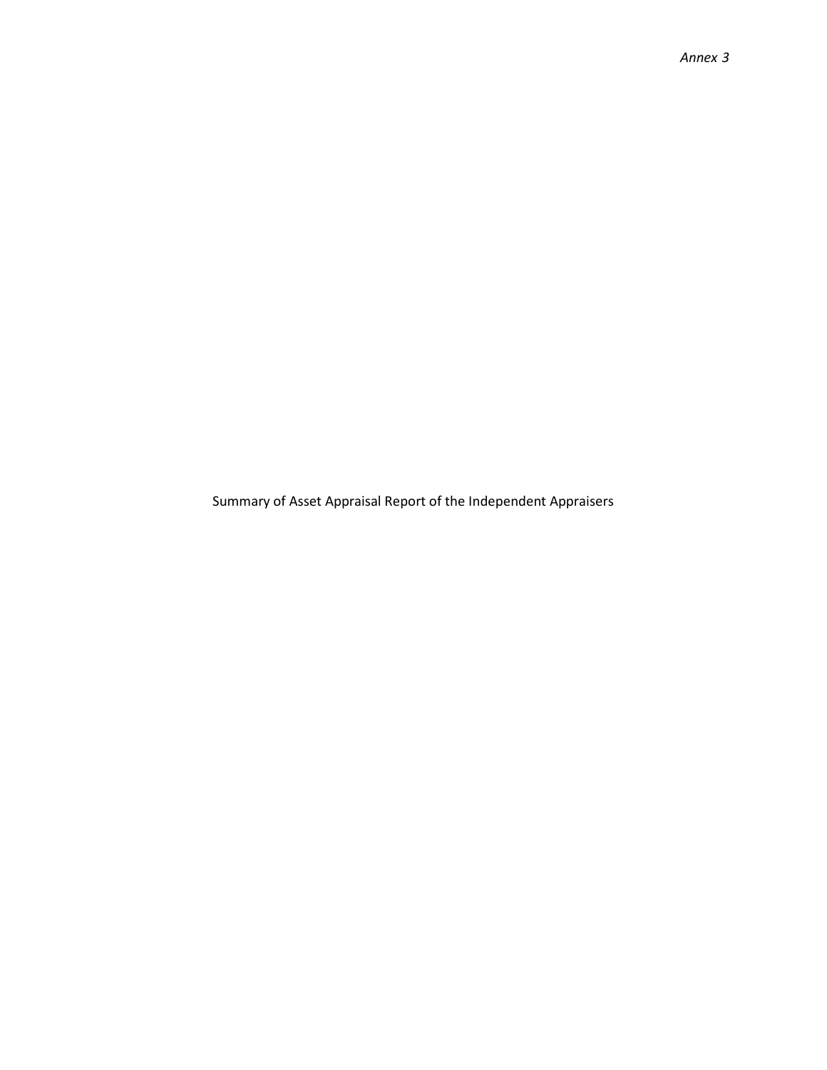*Annex 3*

Summary of Asset Appraisal Report of the Independent Appraisers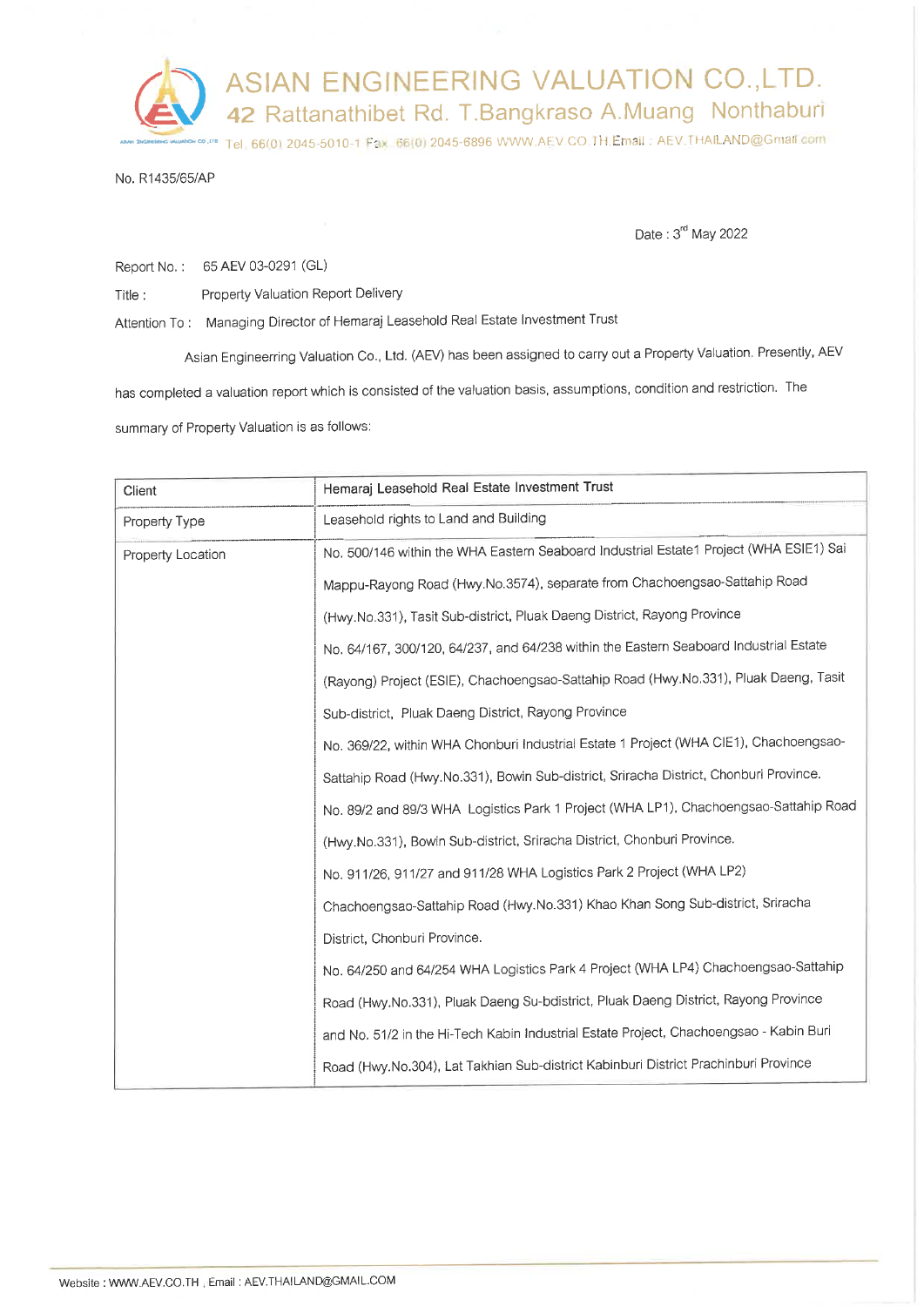# ASIAN ENGINEERING VALUATION CO.,LTD.

42 Rattanathibet Rd. T.Bangkraso A.Muang Nonthaburi

Tel. 66(0) 2045-5010-1 Fax. 66(0) 2045-6896 WWW.AEV.CO.TH Email : AEV.THAILAND@Gmail.com

No. R1435/65/AP

Date : 3rd May 2022

Report No. : 65 AEV 03-0291 (GL)

Title : Property Valuation Report Delivery

Attention To : Managing Director of Hemaraj Leasehold Real Estate Investment Trust

Asian Engineerring Valuation Co., Ltd. (AEV) has been assigned to carry out a Property Valuation. Presently, AEV has completed a valuation report which is consisted of the valuation basis, assumptions, condition and restriction. The summary of Property Valuation is as follows:

| | |
|---|---|
| Client | Hemaraj Leasehold Real Estate Investment Trust |
| Property Type | Leasehold rights to Land and Building |
| Property Location | No. 500/146 within the WHA Eastern Seaboard Industrial Estate1 Project (WHA ESIE1) Sai Mappu-Rayong Road (Hwy.No.3574), separate from Chachoengsao-Sattahip Road (Hwy.No.331), Tasit Sub-district, Pluak Daeng District, Rayong Province<br>No. 64/167, 300/120, 64/237, and 64/238 within the Eastern Seaboard Industrial Estate (Rayong) Project (ESIE), Chachoengsao-Sattahip Road (Hwy.No.331), Pluak Daeng, Tasit Sub-district, Pluak Daeng District, Rayong Province<br>No. 369/22, within WHA Chonburi Industrial Estate 1 Project (WHA CIE1), Chachoengsao-Sattahip Road (Hwy.No.331), Bowin Sub-district, Sriracha District, Chonburi Province.<br>No. 89/2 and 89/3 WHA Logistics Park 1 Project (WHA LP1), Chachoengsao-Sattahip Road (Hwy.No.331), Bowin Sub-district, Sriracha District, Chonburi Province.<br>No. 911/26, 911/27 and 911/28 WHA Logistics Park 2 Project (WHA LP2) Chachoengsao-Sattahip Road (Hwy.No.331) Khao Khan Song Sub-district, Sriracha District, Chonburi Province.<br>No. 64/250 and 64/254 WHA Logistics Park 4 Project (WHA LP4) Chachoengsao-Sattahip Road (Hwy.No.331), Pluak Daeng Su-bdistrict, Pluak Daeng District, Rayong Province and No. 51/2 in the Hi-Tech Kabin Industrial Estate Project, Chachoengsao - Kabin Buri Road (Hwy.No.304), Lat Takhian Sub-district Kabinburi District Prachinburi Province |

Website : WWW.AEV.CO.TH , Email : AEV.THAILAND@GMAIL.COM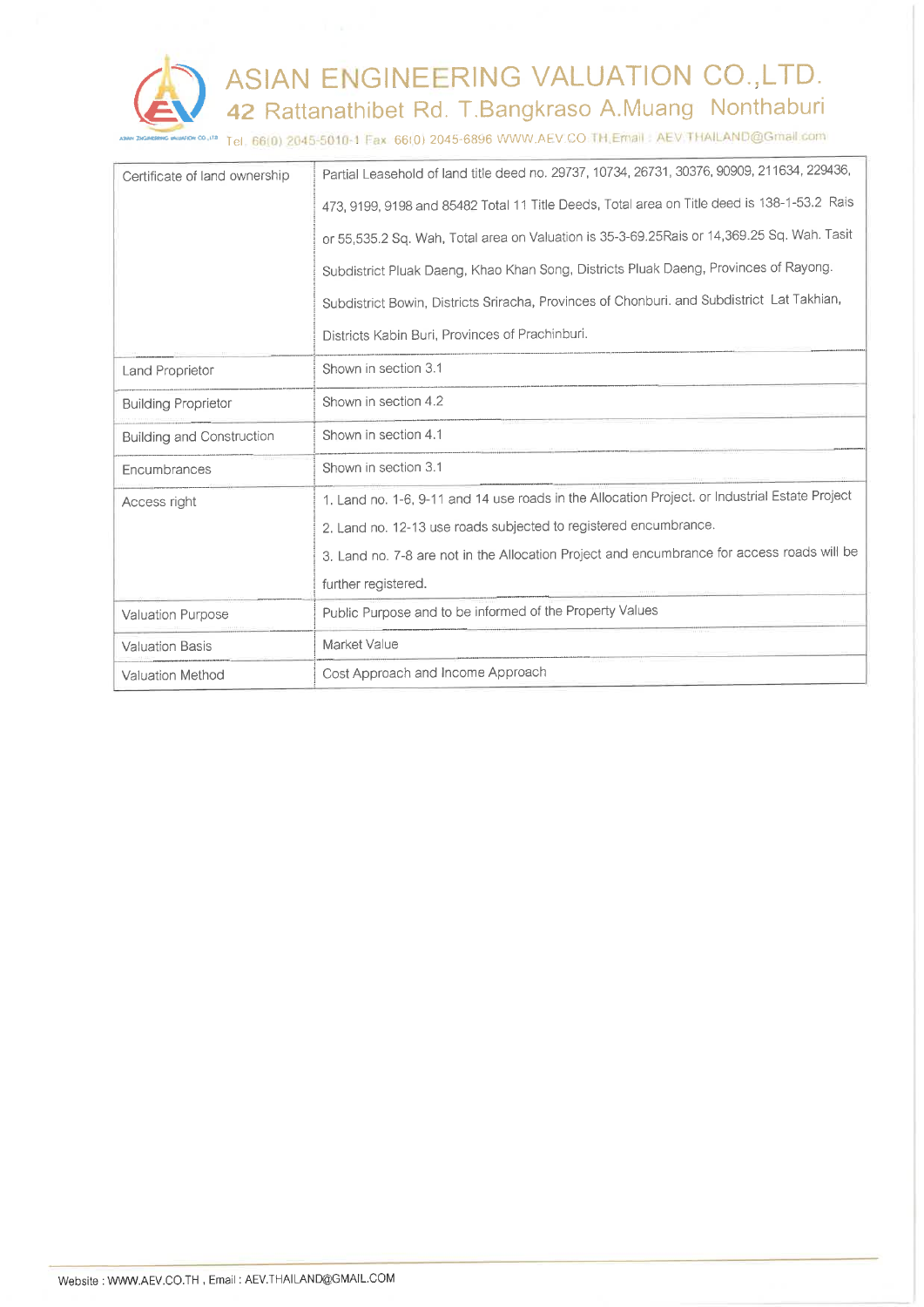| Certificate of land ownership | Partial Leasehold of land title deed no. 29737, 10734, 26731, 30376, 90909, 211634, 229436, 473, 9199, 9198 and 85482 Total 11 Title Deeds, Total area on Title deed is 138-1-53.2 Rais or 55,535.2 Sq. Wah, Total area on Valuation is 35-3-69.25Rais or 14,369.25 Sq. Wah. Tasit Subdistrict Pluak Daeng, Khao Khan Song, Districts Pluak Daeng, Provinces of Rayong. Subdistrict Bowin, Districts Sriracha, Provinces of Chonburi. and Subdistrict Lat Takhian, Districts Kabin Buri, Provinces of Prachinburi. |
|---|---|
| Land Proprietor | Shown in section 3.1 |
| Building Proprietor | Shown in section 4.2 |
| Building and Construction | Shown in section 4.1 |
| Encumbrances | Shown in section 3.1 |
| Access right | 1. Land no. 1-6, 9-11 and 14 use roads in the Allocation Project. or Industrial Estate Project<br>2. Land no. 12-13 use roads subjected to registered encumbrance.<br>3. Land no. 7-8 are not in the Allocation Project and encumbrance for access roads will be further registered. |
| Valuation Purpose | Public Purpose and to be informed of the Property Values |
| Valuation Basis | Market Value |
| Valuation Method | Cost Approach and Income Approach |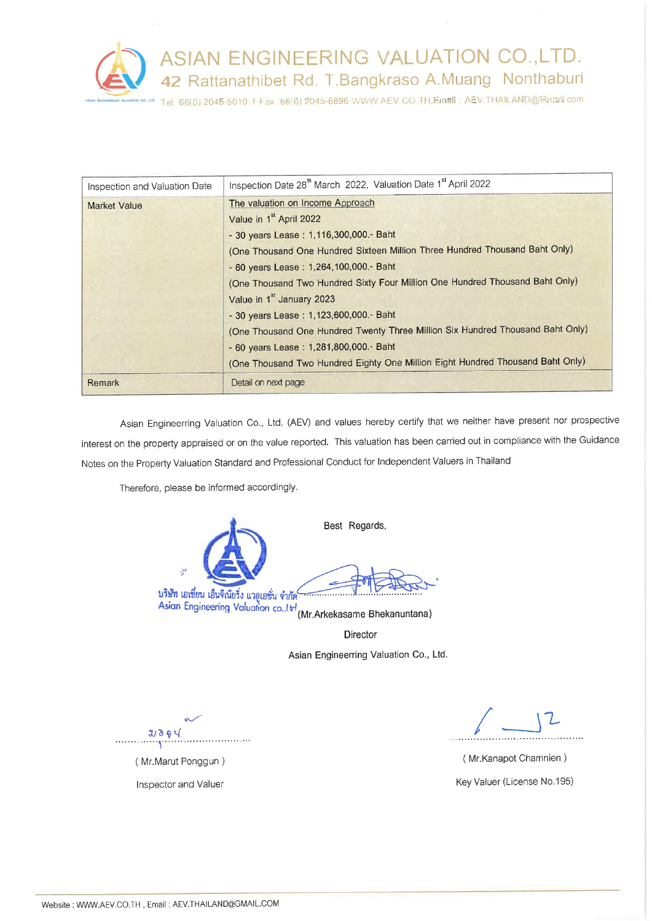# ASIAN ENGINEERING VALUATION CO.,LTD.

42 Rattanathibet Rd. T.Bangkraso A.Muang Nonthaburi

Tel. 66(0) 2045-5010-1 Fax. 66(0) 2045-6896 WWW.AEV.CO.TH,Email : AEV.THAILAND@Gmail.com

| Inspection and Valuation Date | Inspection Date 28th March 2022, Valuation Date 1st April 2022 |
|---|---|
| Market Value | The valuation on Income Approach<br>Value in 1st April 2022<br>- 30 years Lease : 1,116,300,000.- Baht<br>(One Thousand One Hundred Sixteen Million Three Hundred Thousand Baht Only)<br>- 60 years Lease : 1,264,100,000.- Baht<br>(One Thousand Two Hundred Sixty Four Million One Hundred Thousand Baht Only)<br>Value in 1st January 2023<br>- 30 years Lease : 1,123,600,000.- Baht<br>(One Thousand One Hundred Twenty Three Million Six Hundred Thousand Baht Only)<br>- 60 years Lease : 1,281,800,000.- Baht<br>(One Thousand Two Hundred Eighty One Million Eight Hundred Thousand Baht Only) |
| Remark | Detail on next page |

Asian Engineerring Valuation Co., Ltd. (AEV) and values hereby certify that we neither have present nor prospective interest on the property appraised or on the value reported. This valuation has been carried out in compliance with the Guidance Notes on the Property Valuation Standard and Professional Conduct for Independent Valuers in Thailand

Therefore, please be informed accordingly.

Best Regards,

บริษัท เอเชี่ยน เอ็นจิเนียริ่ง แวลูเอชั่น จำกัด
Asian Engineering Valuation co.,ltd

(Mr.Arkekasame Bhekanuntana)

Director

Asian Engineerring Valuation Co., Ltd.

( Mr.Marut Ponggun )

Inspector and Valuer

( Mr.Kanapot Chamnien )

Key Valuer (License No.195)

Website : WWW.AEV.CO.TH , Email : AEV.THAILAND@GMAIL.COM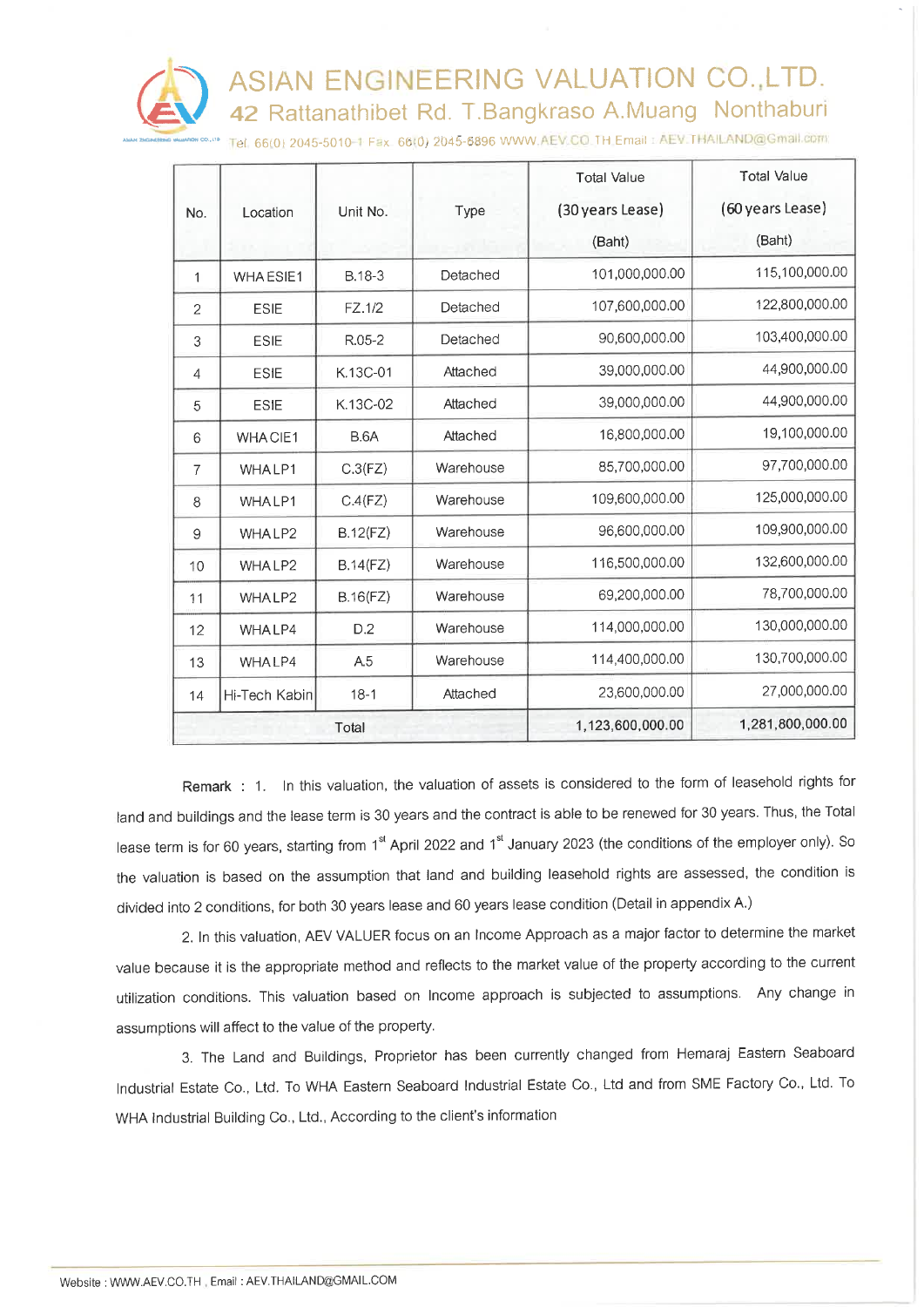# ASIAN ENGINEERING VALUATION CO.,LTD.

42 Rattanathibet Rd. T.Bangkraso A.Muang Nonthaburi

Tel. 66(0) 2045-5010-1 Fax. 66(0) 2045-6896 WWW.AEV.CO.TH Email : AEV.THAILAND@Gmail.com

| No. | Location | Unit No. | Type | Total Value (30 years Lease) (Baht) | Total Value (60 years Lease) (Baht) |
|---|---|---|---|---|---|
| 1 | WHA ESIE1 | B.18-3 | Detached | 101,000,000.00 | 115,100,000.00 |
| 2 | ESIE | FZ.1/2 | Detached | 107,600,000.00 | 122,800,000.00 |
| 3 | ESIE | R.05-2 | Detached | 90,600,000.00 | 103,400,000.00 |
| 4 | ESIE | K.13C-01 | Attached | 39,000,000.00 | 44,900,000.00 |
| 5 | ESIE | K.13C-02 | Attached | 39,000,000.00 | 44,900,000.00 |
| 6 | WHA CIE1 | B.6A | Attached | 16,800,000.00 | 19,100,000.00 |
| 7 | WHA LP1 | C.3(FZ) | Warehouse | 85,700,000.00 | 97,700,000.00 |
| 8 | WHA LP1 | C.4(FZ) | Warehouse | 109,600,000.00 | 125,000,000.00 |
| 9 | WHA LP2 | B.12(FZ) | Warehouse | 96,600,000.00 | 109,900,000.00 |
| 10 | WHA LP2 | B.14(FZ) | Warehouse | 116,500,000.00 | 132,600,000.00 |
| 11 | WHA LP2 | B.16(FZ) | Warehouse | 69,200,000.00 | 78,700,000.00 |
| 12 | WHA LP4 | D.2 | Warehouse | 114,000,000.00 | 130,000,000.00 |
| 13 | WHA LP4 | A.5 | Warehouse | 114,400,000.00 | 130,700,000.00 |
| 14 | Hi-Tech Kabin | 18-1 | Attached | 23,600,000.00 | 27,000,000.00 |
| | Total | | | 1,123,600,000.00 | 1,281,800,000.00 |

Remark : 1. In this valuation, the valuation of assets is considered to the form of leasehold rights for land and buildings and the lease term is 30 years and the contract is able to be renewed for 30 years. Thus, the Total lease term is for 60 years, starting from 1st April 2022 and 1st January 2023 (the conditions of the employer only). So the valuation is based on the assumption that land and building leasehold rights are assessed, the condition is divided into 2 conditions, for both 30 years lease and 60 years lease condition (Detail in appendix A.)

2. In this valuation, AEV VALUER focus on an Income Approach as a major factor to determine the market value because it is the appropriate method and reflects to the market value of the property according to the current utilization conditions. This valuation based on Income approach is subjected to assumptions. Any change in assumptions will affect to the value of the property.

3. The Land and Buildings, Proprietor has been currently changed from Hemaraj Eastern Seaboard Industrial Estate Co., Ltd. To WHA Eastern Seaboard Industrial Estate Co., Ltd and from SME Factory Co., Ltd. To WHA Industrial Building Co., Ltd., According to the client's information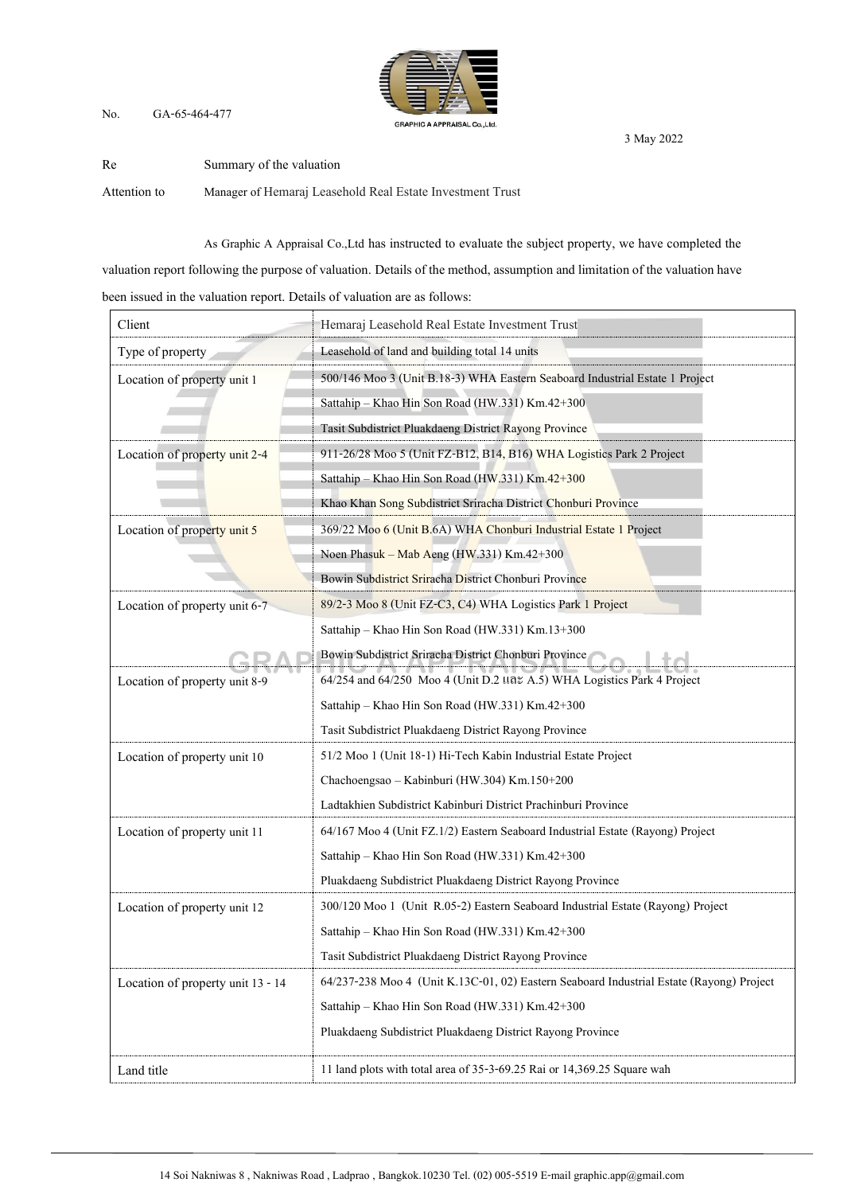No. GA-65-464-477

3 May 2022

Re Summary of the valuation

Attention to Manager of Hemaraj Leasehold Real Estate Investment Trust

As Graphic A Appraisal Co.,Ltd has instructed to evaluate the subject property, we have completed the valuation report following the purpose of valuation. Details of the method, assumption and limitation of the valuation have been issued in the valuation report. Details of valuation are as follows:

| | |
|---|---|
| Client | Hemaraj Leasehold Real Estate Investment Trust |
| Type of property | Leasehold of land and building total 14 units |
| Location of property unit 1 | 500/146 Moo 3 (Unit B.18-3) WHA Eastern Seaboard Industrial Estate 1 Project<br>Sattahip – Khao Hin Son Road (HW.331) Km.42+300<br>Tasit Subdistrict Pluakdaeng District Rayong Province |
| Location of property unit 2-4 | 911-26/28 Moo 5 (Unit FZ-B12, B14, B16) WHA Logistics Park 2 Project<br>Sattahip – Khao Hin Son Road (HW.331) Km.42+300<br>Khao Khan Song Subdistrict Sriracha District Chonburi Province |
| Location of property unit 5 | 369/22 Moo 6 (Unit B.6A) WHA Chonburi Industrial Estate 1 Project<br>Noen Phasuk – Mab Aeng (HW.331) Km.42+300<br>Bowin Subdistrict Sriracha District Chonburi Province |
| Location of property unit 6-7 | 89/2-3 Moo 8 (Unit FZ-C3, C4) WHA Logistics Park 1 Project<br>Sattahip – Khao Hin Son Road (HW.331) Km.13+300<br>Bowin Subdistrict Sriracha District Chonburi Province |
| Location of property unit 8-9 | 64/254 and 64/250 Moo 4 (Unit D.2 และ A.5) WHA Logistics Park 4 Project<br>Sattahip – Khao Hin Son Road (HW.331) Km.42+300<br>Tasit Subdistrict Pluakdaeng District Rayong Province |
| Location of property unit 10 | 51/2 Moo 1 (Unit 18-1) Hi-Tech Kabin Industrial Estate Project<br>Chachoengsao – Kabinburi (HW.304) Km.150+200<br>Ladtakhien Subdistrict Kabinburi District Prachinburi Province |
| Location of property unit 11 | 64/167 Moo 4 (Unit FZ.1/2) Eastern Seaboard Industrial Estate (Rayong) Project<br>Sattahip – Khao Hin Son Road (HW.331) Km.42+300<br>Pluakdaeng Subdistrict Pluakdaeng District Rayong Province |
| Location of property unit 12 | 300/120 Moo 1 (Unit R.05-2) Eastern Seaboard Industrial Estate (Rayong) Project<br>Sattahip – Khao Hin Son Road (HW.331) Km.42+300<br>Tasit Subdistrict Pluakdaeng District Rayong Province |
| Location of property unit 13 - 14 | 64/237-238 Moo 4 (Unit K.13C-01, 02) Eastern Seaboard Industrial Estate (Rayong) Project<br>Sattahip – Khao Hin Son Road (HW.331) Km.42+300<br>Pluakdaeng Subdistrict Pluakdaeng District Rayong Province |
| Land title | 11 land plots with total area of 35-3-69.25 Rai or 14,369.25 Square wah |

14 Soi Nakniwas 8 , Nakniwas Road , Ladprao , Bangkok.10230 Tel. (02) 005-5519 E-mail graphic.app@gmail.com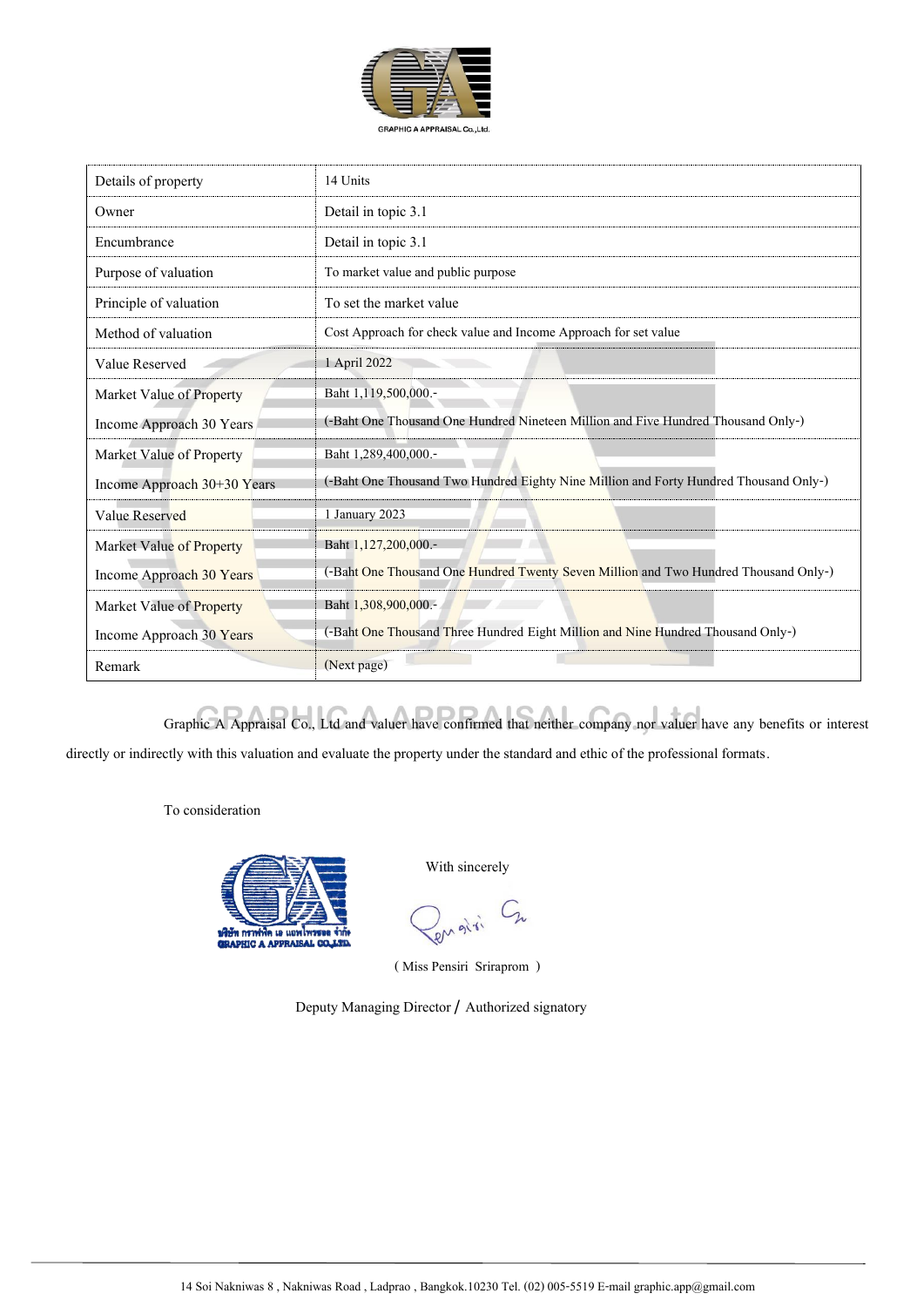GRAPHIC A APPRAISAL Co.,Ltd.

| Details of property | 14 Units |
|---|---|
| Owner | Detail in topic 3.1 |
| Encumbrance | Detail in topic 3.1 |
| Purpose of valuation | To market value and public purpose |
| Principle of valuation | To set the market value |
| Method of valuation | Cost Approach for check value and Income Approach for set value |
| Value Reserved | 1 April 2022 |
| Market Value of Property<br>Income Approach 30 Years | Baht 1,119,500,000.-<br>(-Baht One Thousand One Hundred Nineteen Million and Five Hundred Thousand Only-) |
| Market Value of Property<br>Income Approach 30+30 Years | Baht 1,289,400,000.-<br>(-Baht One Thousand Two Hundred Eighty Nine Million and Forty Hundred Thousand Only-) |
| Value Reserved | 1 January 2023 |
| Market Value of Property<br>Income Approach 30 Years | Baht 1,127,200,000.-<br>(-Baht One Thousand One Hundred Twenty Seven Million and Two Hundred Thousand Only-) |
| Market Value of Property<br>Income Approach 30 Years | Baht 1,308,900,000.-<br>(-Baht One Thousand Three Hundred Eight Million and Nine Hundred Thousand Only-) |
| Remark | (Next page) |

Graphic A Appraisal Co., Ltd and valuer have confirmed that neither company nor valuer have any benefits or interest directly or indirectly with this valuation and evaluate the property under the standard and ethic of the professional formats.

To consideration

บริษัท กราฟฟิค เอ แอพไพรซอล จำกัด
GRAPHIC A APPRAISAL CO.,LTD.

With sincerely

( Miss Pensiri Sriraprom )

Deputy Managing Director / Authorized signatory

14 Soi Nakniwas 8 , Nakniwas Road , Ladprao , Bangkok.10230 Tel. (02) 005-5519 E-mail graphic.app@gmail.com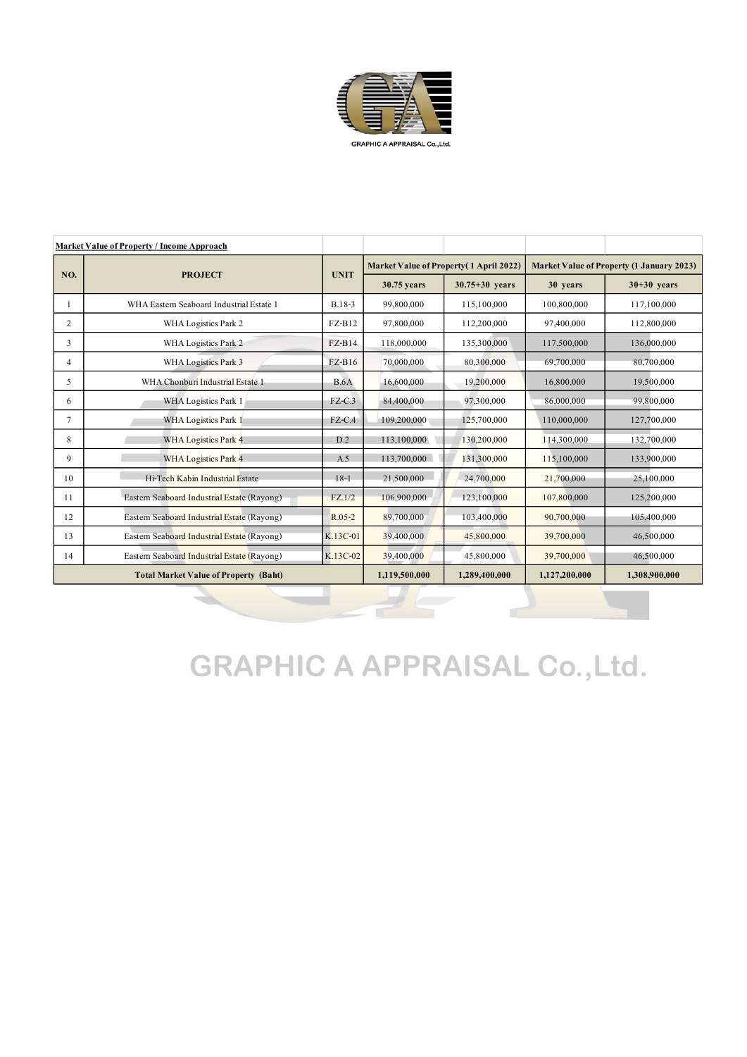GRAPHIC A APPRAISAL Co.,Ltd.

**Market Value of Property / Income Approach**

| NO. | PROJECT | UNIT | Market Value of Property( 1 April 2022) | | Market Value of Property (1 January 2023) | |
|---|---|---|---|---|---|---|
| | | | 30.75 years | 30.75+30 years | 30 years | 30+30 years |
| 1 | WHA Eastern Seaboard Industrial Estate 1 | B.18-3 | 99,800,000 | 115,100,000 | 100,800,000 | 117,100,000 |
| 2 | WHA Logistics Park 2 | FZ-B12 | 97,800,000 | 112,200,000 | 97,400,000 | 112,800,000 |
| 3 | WHA Logistics Park 2 | FZ-B14 | 118,000,000 | 135,300,000 | 117,500,000 | 136,000,000 |
| 4 | WHA Logistics Park 3 | FZ-B16 | 70,000,000 | 80,300,000 | 69,700,000 | 80,700,000 |
| 5 | WHA Chonburi Industrial Estate 1 | B.6A | 16,600,000 | 19,200,000 | 16,800,000 | 19,500,000 |
| 6 | WHA Logistics Park 1 | FZ-C.3 | 84,400,000 | 97,300,000 | 86,000,000 | 99,800,000 |
| 7 | WHA Logistics Park 1 | FZ-C.4 | 109,200,000 | 125,700,000 | 110,000,000 | 127,700,000 |
| 8 | WHA Logistics Park 4 | D.2 | 113,100,000 | 130,200,000 | 114,300,000 | 132,700,000 |
| 9 | WHA Logistics Park 4 | A.5 | 113,700,000 | 131,300,000 | 115,100,000 | 133,900,000 |
| 10 | Hi-Tech Kabin Industrial Estate | 18-1 | 21,500,000 | 24,700,000 | 21,700,000 | 25,100,000 |
| 11 | Eastern Seaboard Industrial Estate (Rayong) | FZ.1/2 | 106,900,000 | 123,100,000 | 107,800,000 | 125,200,000 |
| 12 | Eastern Seaboard Industrial Estate (Rayong) | R.05-2 | 89,700,000 | 103,400,000 | 90,700,000 | 105,400,000 |
| 13 | Eastern Seaboard Industrial Estate (Rayong) | K.13C-01 | 39,400,000 | 45,800,000 | 39,700,000 | 46,500,000 |
| 14 | Eastern Seaboard Industrial Estate (Rayong) | K.13C-02 | 39,400,000 | 45,800,000 | 39,700,000 | 46,500,000 |
| **Total Market Value of Property (Baht)** | | | **1,119,500,000** | **1,289,400,000** | **1,127,200,000** | **1,308,900,000** |